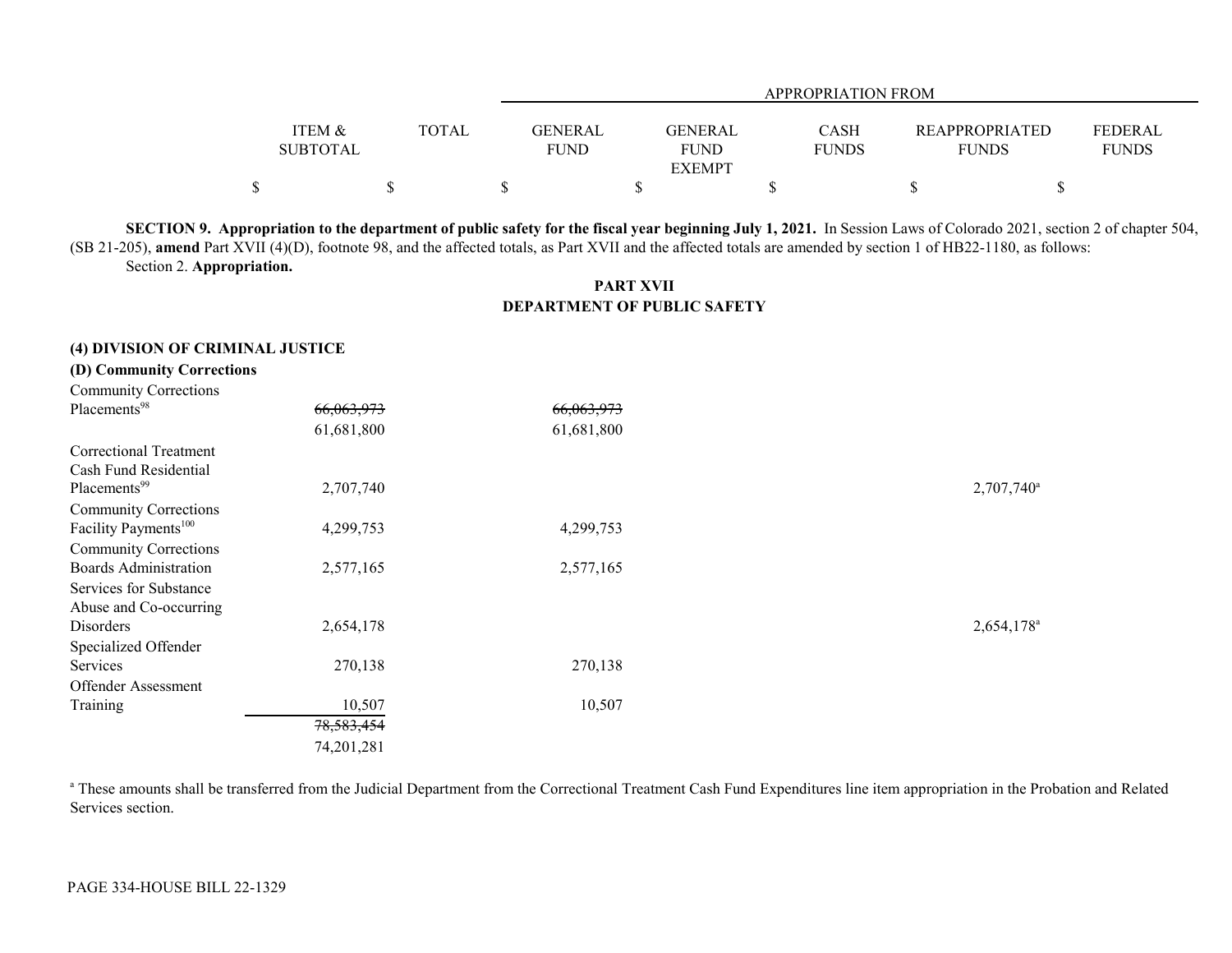**SECTION 9. Appropriation to the department of public safety for the fiscal year beginning July 1, 2021.** In Session Laws of Colorado 2021, section 2 of chapter 504, (SB 21-205), **amend** Part XVII (4)(D), footnote 98, and the affected totals, as Part XVII and the affected totals are amended by section 1 of HB22-1180, as follows:

Section 2. **Appropriation.**

## PART XVII
## DEPARTMENT OF PUBLIC SAFETY

| | ITEM & SUBTOTAL | TOTAL | APPROPRIATION FROM GENERAL FUND | GENERAL FUND EXEMPT | CASH FUNDS | REAPPROPRIATED FUNDS | FEDERAL FUNDS |
|---|---|---|---|---|---|---|---|
| | $ | $ | $ | $ | $ | $ | $ |
| **(4) DIVISION OF CRIMINAL JUSTICE** | | | | | | | |
| **(D) Community Corrections** | | | | | | | |
| Community Corrections Placements[98] | ~~66,063,973~~ 61,681,800 | | ~~66,063,973~~ 61,681,800 | | | | |
| Correctional Treatment Cash Fund Residential Placements[99] | 2,707,740 | | | | | 2,707,740[a] | |
| Community Corrections Facility Payments[100] | 4,299,753 | | 4,299,753 | | | | |
| Community Corrections Boards Administration | 2,577,165 | | 2,577,165 | | | | |
| Services for Substance Abuse and Co-occurring Disorders | 2,654,178 | | | | | 2,654,178[a] | |
| Specialized Offender Services | 270,138 | | 270,138 | | | | |
| Offender Assessment Training | 10,507 | | 10,507 | | | | |
| | ~~78,583,454~~ 74,201,281 | | | | | | |

[a] These amounts shall be transferred from the Judicial Department from the Correctional Treatment Cash Fund Expenditures line item appropriation in the Probation and Related Services section.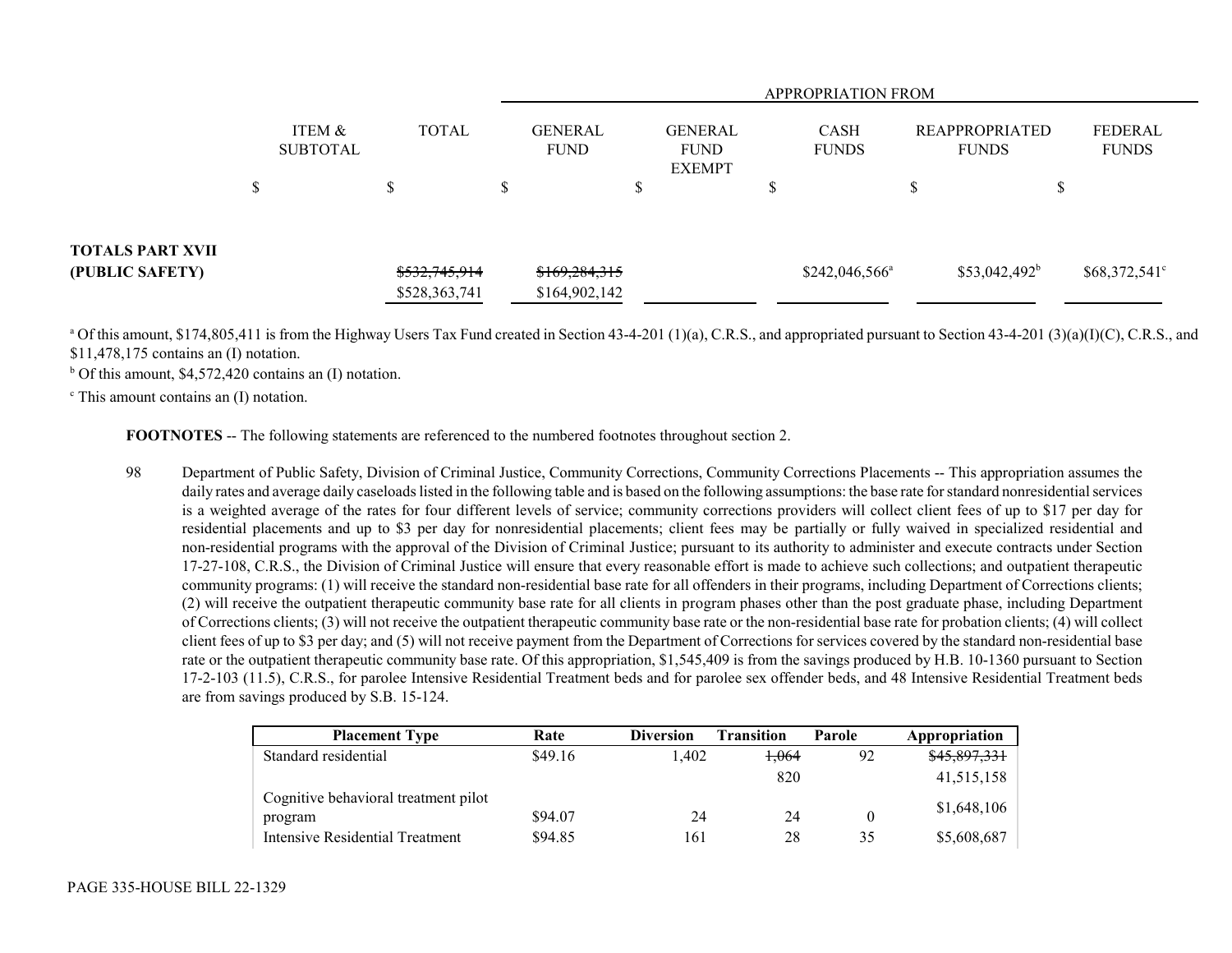| | ITEM & SUBTOTAL | TOTAL | GENERAL FUND | GENERAL FUND EXEMPT | CASH FUNDS | REAPPROPRIATED FUNDS | FEDERAL FUNDS |
|---|---|---|---|---|---|---|---|
| | | | APPROPRIATION FROM | | | | |
| | $ | $ | $ | $ | $ | $ | $ |
| **TOTALS PART XVII (PUBLIC SAFETY)** | | ~~$532,745,914~~ $528,363,741 | ~~$169,284,315~~ $164,902,142 | | $242,046,566[a] | $53,042,492[b] | $68,372,541[c] |

[a] Of this amount, $174,805,411 is from the Highway Users Tax Fund created in Section 43-4-201 (1)(a), C.R.S., and appropriated pursuant to Section 43-4-201 (3)(a)(I)(C), C.R.S., and $11,478,175 contains an (I) notation.

[b] Of this amount, $4,572,420 contains an (I) notation.

[c] This amount contains an (I) notation.

**FOOTNOTES** -- The following statements are referenced to the numbered footnotes throughout section 2.

98 Department of Public Safety, Division of Criminal Justice, Community Corrections, Community Corrections Placements -- This appropriation assumes the daily rates and average daily caseloads listed in the following table and is based on the following assumptions: the base rate for standard nonresidential services is a weighted average of the rates for four different levels of service; community corrections providers will collect client fees of up to $17 per day for residential placements and up to $3 per day for nonresidential placements; client fees may be partially or fully waived in specialized residential and non-residential programs with the approval of the Division of Criminal Justice; pursuant to its authority to administer and execute contracts under Section 17-27-108, C.R.S., the Division of Criminal Justice will ensure that every reasonable effort is made to achieve such collections; and outpatient therapeutic community programs: (1) will receive the standard non-residential base rate for all offenders in their programs, including Department of Corrections clients; (2) will receive the outpatient therapeutic community base rate for all clients in program phases other than the post graduate phase, including Department of Corrections clients; (3) will not receive the outpatient therapeutic community base rate or the non-residential base rate for probation clients; (4) will collect client fees of up to $3 per day; and (5) will not receive payment from the Department of Corrections for services covered by the standard non-residential base rate or the outpatient therapeutic community base rate. Of this appropriation, $1,545,409 is from the savings produced by H.B. 10-1360 pursuant to Section 17-2-103 (11.5), C.R.S., for parolee Intensive Residential Treatment beds and for parolee sex offender beds, and 48 Intensive Residential Treatment beds are from savings produced by S.B. 15-124.

| Placement Type | Rate | Diversion | Transition | Parole | Appropriation |
|---|---|---|---|---|---|
| Standard residential | $49.16 | 1,402 | ~~1,064~~ 820 | 92 | ~~$45,897,331~~ 41,515,158 |
| Cognitive behavioral treatment pilot program | $94.07 | 24 | 24 | 0 | $1,648,106 |
| Intensive Residential Treatment | $94.85 | 161 | 28 | 35 | $5,608,687 |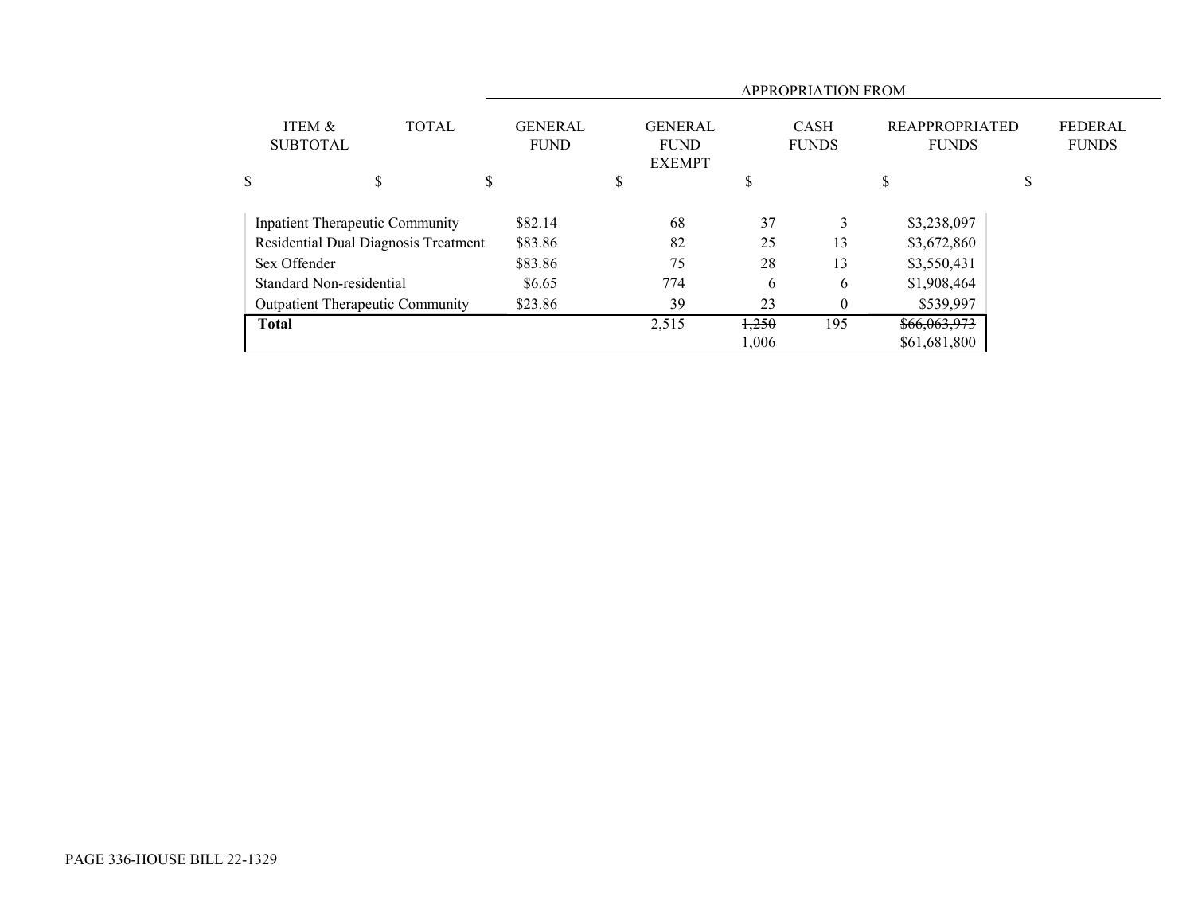| ITEM & SUBTOTAL | TOTAL | GENERAL FUND | GENERAL FUND EXEMPT | CASH FUNDS | REAPPROPRIATED FUNDS | FEDERAL FUNDS |
|---|---|---|---|---|---|---|
| $ | $ | $ | $ | $ | $ | $ |

| | | | | | |
|---|---|---|---|---|---|
| Inpatient Therapeutic Community | $82.14 | 68 | 37 | 3 | $3,238,097 |
| Residential Dual Diagnosis Treatment | $83.86 | 82 | 25 | 13 | $3,672,860 |
| Sex Offender | $83.86 | 75 | 28 | 13 | $3,550,431 |
| Standard Non-residential | $6.65 | 774 | 6 | 6 | $1,908,464 |
| Outpatient Therapeutic Community | $23.86 | 39 | 23 | 0 | $539,997 |
| **Total** | | 2,515 | ~~1,250~~ 1,006 | 195 | ~~$66,063,973~~ $61,681,800 |